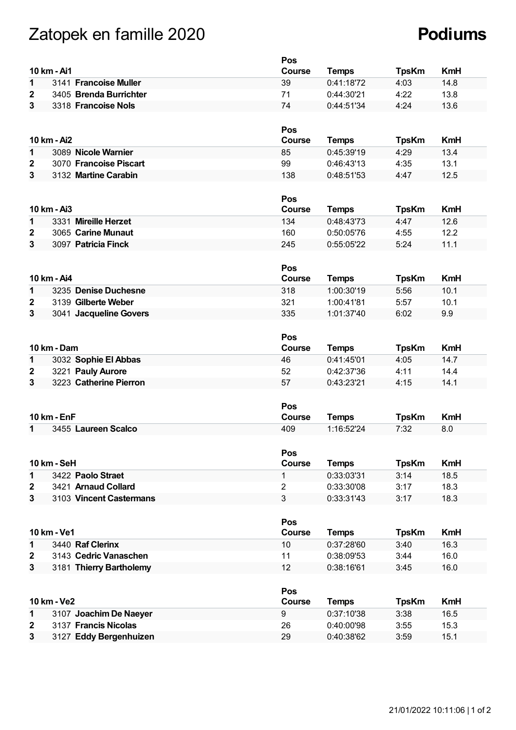# Zatopek en famille 2020

# Podiums

| 10 km - Ai1 | | | Pos Course | Temps | TpsKm | KmH |
|---|---|---|---|---|---|---|
| 1 | 3141 | **Francoise Muller** | 39 | 0:41:18'72 | 4:03 | 14.8 |
| 2 | 3405 | **Brenda Burrichter** | 71 | 0:44:30'21 | 4:22 | 13.8 |
| 3 | 3318 | **Francoise Nols** | 74 | 0:44:51'34 | 4:24 | 13.6 |

| 10 km - Ai2 | | | Pos Course | Temps | TpsKm | KmH |
|---|---|---|---|---|---|---|
| 1 | 3089 | **Nicole Warnier** | 85 | 0:45:39'19 | 4:29 | 13.4 |
| 2 | 3070 | **Francoise Piscart** | 99 | 0:46:43'13 | 4:35 | 13.1 |
| 3 | 3132 | **Martine Carabin** | 138 | 0:48:51'53 | 4:47 | 12.5 |

| 10 km - Ai3 | | | Pos Course | Temps | TpsKm | KmH |
|---|---|---|---|---|---|---|
| 1 | 3331 | **Mireille Herzet** | 134 | 0:48:43'73 | 4:47 | 12.6 |
| 2 | 3065 | **Carine Munaut** | 160 | 0:50:05'76 | 4:55 | 12.2 |
| 3 | 3097 | **Patricia Finck** | 245 | 0:55:05'22 | 5:24 | 11.1 |

| 10 km - Ai4 | | | Pos Course | Temps | TpsKm | KmH |
|---|---|---|---|---|---|---|
| 1 | 3235 | **Denise Duchesne** | 318 | 1:00:30'19 | 5:56 | 10.1 |
| 2 | 3139 | **Gilberte Weber** | 321 | 1:00:41'81 | 5:57 | 10.1 |
| 3 | 3041 | **Jacqueline Govers** | 335 | 1:01:37'40 | 6:02 | 9.9 |

| 10 km - Dam | | | Pos Course | Temps | TpsKm | KmH |
|---|---|---|---|---|---|---|
| 1 | 3032 | **Sophie El Abbas** | 46 | 0:41:45'01 | 4:05 | 14.7 |
| 2 | 3221 | **Pauly Aurore** | 52 | 0:42:37'36 | 4:11 | 14.4 |
| 3 | 3223 | **Catherine Pierron** | 57 | 0:43:23'21 | 4:15 | 14.1 |

| 10 km - EnF | | | Pos Course | Temps | TpsKm | KmH |
|---|---|---|---|---|---|---|
| 1 | 3455 | **Laureen Scalco** | 409 | 1:16:52'24 | 7:32 | 8.0 |

| 10 km - SeH | | | Pos Course | Temps | TpsKm | KmH |
|---|---|---|---|---|---|---|
| 1 | 3422 | **Paolo Straet** | 1 | 0:33:03'31 | 3:14 | 18.5 |
| 2 | 3421 | **Arnaud Collard** | 2 | 0:33:30'08 | 3:17 | 18.3 |
| 3 | 3103 | **Vincent Castermans** | 3 | 0:33:31'43 | 3:17 | 18.3 |

| 10 km - Ve1 | | | Pos Course | Temps | TpsKm | KmH |
|---|---|---|---|---|---|---|
| 1 | 3440 | **Raf Clerinx** | 10 | 0:37:28'60 | 3:40 | 16.3 |
| 2 | 3143 | **Cedric Vanaschen** | 11 | 0:38:09'53 | 3:44 | 16.0 |
| 3 | 3181 | **Thierry Bartholemy** | 12 | 0:38:16'61 | 3:45 | 16.0 |

| 10 km - Ve2 | | | Pos Course | Temps | TpsKm | KmH |
|---|---|---|---|---|---|---|
| 1 | 3107 | **Joachim De Naeyer** | 9 | 0:37:10'38 | 3:38 | 16.5 |
| 2 | 3137 | **Francis Nicolas** | 26 | 0:40:00'98 | 3:55 | 15.3 |
| 3 | 3127 | **Eddy Bergenhuizen** | 29 | 0:40:38'62 | 3:59 | 15.1 |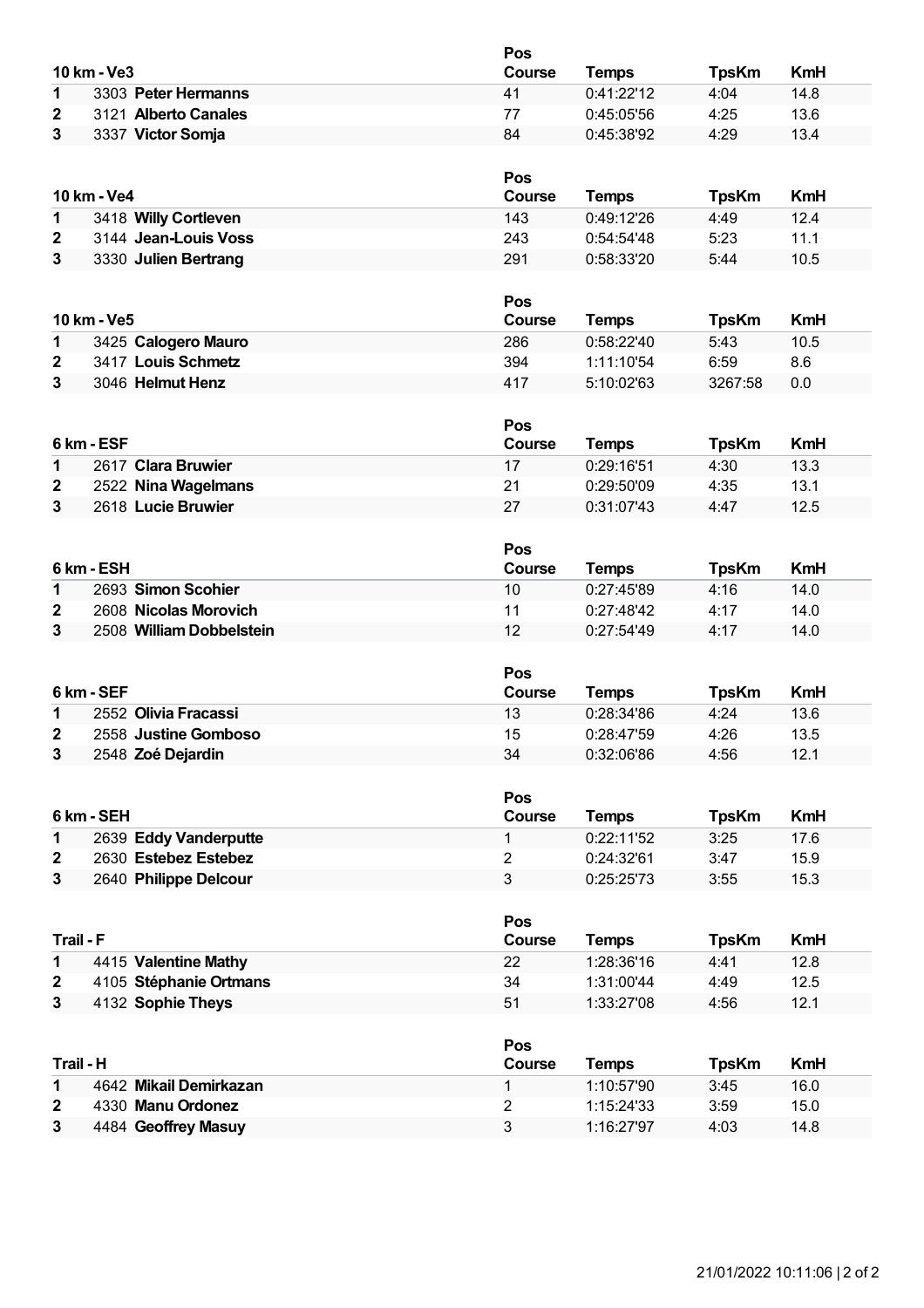## 10 km - Ve3

| | | | Pos Course | Temps | TpsKm | KmH |
|---|---|---|---|---|---|---|
| 1 | 3303 | **Peter Hermanns** | 41 | 0:41:22'12 | 4:04 | 14.8 |
| 2 | 3121 | **Alberto Canales** | 77 | 0:45:05'56 | 4:25 | 13.6 |
| 3 | 3337 | **Victor Somja** | 84 | 0:45:38'92 | 4:29 | 13.4 |

## 10 km - Ve4

| | | | Pos Course | Temps | TpsKm | KmH |
|---|---|---|---|---|---|---|
| 1 | 3418 | **Willy Cortleven** | 143 | 0:49:12'26 | 4:49 | 12.4 |
| 2 | 3144 | **Jean-Louis Voss** | 243 | 0:54:54'48 | 5:23 | 11.1 |
| 3 | 3330 | **Julien Bertrang** | 291 | 0:58:33'20 | 5:44 | 10.5 |

## 10 km - Ve5

| | | | Pos Course | Temps | TpsKm | KmH |
|---|---|---|---|---|---|---|
| 1 | 3425 | **Calogero Mauro** | 286 | 0:58:22'40 | 5:43 | 10.5 |
| 2 | 3417 | **Louis Schmetz** | 394 | 1:11:10'54 | 6:59 | 8.6 |
| 3 | 3046 | **Helmut Henz** | 417 | 5:10:02'63 | 3267:58 | 0.0 |

## 6 km - ESF

| | | | Pos Course | Temps | TpsKm | KmH |
|---|---|---|---|---|---|---|
| 1 | 2617 | **Clara Bruwier** | 17 | 0:29:16'51 | 4:30 | 13.3 |
| 2 | 2522 | **Nina Wagelmans** | 21 | 0:29:50'09 | 4:35 | 13.1 |
| 3 | 2618 | **Lucie Bruwier** | 27 | 0:31:07'43 | 4:47 | 12.5 |

## 6 km - ESH

| | | | Pos Course | Temps | TpsKm | KmH |
|---|---|---|---|---|---|---|
| 1 | 2693 | **Simon Scohier** | 10 | 0:27:45'89 | 4:16 | 14.0 |
| 2 | 2608 | **Nicolas Morovich** | 11 | 0:27:48'42 | 4:17 | 14.0 |
| 3 | 2508 | **William Dobbelstein** | 12 | 0:27:54'49 | 4:17 | 14.0 |

## 6 km - SEF

| | | | Pos Course | Temps | TpsKm | KmH |
|---|---|---|---|---|---|---|
| 1 | 2552 | **Olivia Fracassi** | 13 | 0:28:34'86 | 4:24 | 13.6 |
| 2 | 2558 | **Justine Gomboso** | 15 | 0:28:47'59 | 4:26 | 13.5 |
| 3 | 2548 | **Zoé Dejardin** | 34 | 0:32:06'86 | 4:56 | 12.1 |

## 6 km - SEH

| | | | Pos Course | Temps | TpsKm | KmH |
|---|---|---|---|---|---|---|
| 1 | 2639 | **Eddy Vanderputte** | 1 | 0:22:11'52 | 3:25 | 17.6 |
| 2 | 2630 | **Estebez Estebez** | 2 | 0:24:32'61 | 3:47 | 15.9 |
| 3 | 2640 | **Philippe Delcour** | 3 | 0:25:25'73 | 3:55 | 15.3 |

## Trail - F

| | | | Pos Course | Temps | TpsKm | KmH |
|---|---|---|---|---|---|---|
| 1 | 4415 | **Valentine Mathy** | 22 | 1:28:36'16 | 4:41 | 12.8 |
| 2 | 4105 | **Stéphanie Ortmans** | 34 | 1:31:00'44 | 4:49 | 12.5 |
| 3 | 4132 | **Sophie Theys** | 51 | 1:33:27'08 | 4:56 | 12.1 |

## Trail - H

| | | | Pos Course | Temps | TpsKm | KmH |
|---|---|---|---|---|---|---|
| 1 | 4642 | **Mikail Demirkazan** | 1 | 1:10:57'90 | 3:45 | 16.0 |
| 2 | 4330 | **Manu Ordonez** | 2 | 1:15:24'33 | 3:59 | 15.0 |
| 3 | 4484 | **Geoffrey Masuy** | 3 | 1:16:27'97 | 4:03 | 14.8 |